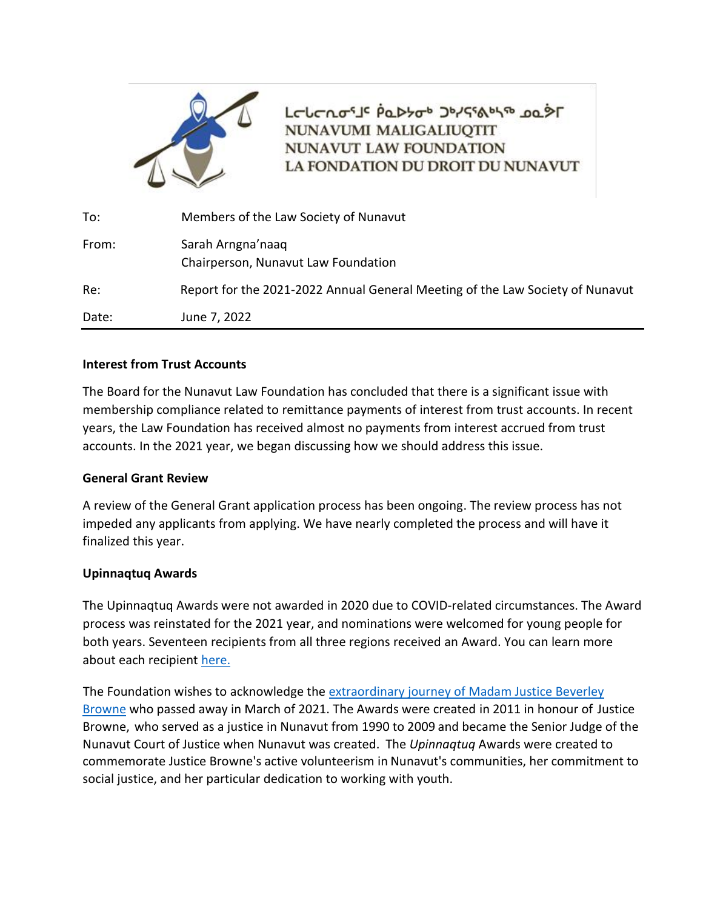ᒪᓕᒐᓕᕆᓂᕐᒧᑦ ᑮᓇᐅᔭᓂᒃ ᑐᑭᓯᕙᒃᓯᕗᑦ ᓄᓇᕗᒻᒥ

NUNAVUMI MALIGALIUQTIT

NUNAVUT LAW FOUNDATION

LA FONDATION DU DROIT DU NUNAVUT

| | |
|---|---|
| To: | Members of the Law Society of Nunavut |
| From: | Sarah Arngna'naaq<br>Chairperson, Nunavut Law Foundation |
| Re: | Report for the 2021-2022 Annual General Meeting of the Law Society of Nunavut |
| Date: | June 7, 2022 |

**Interest from Trust Accounts**

The Board for the Nunavut Law Foundation has concluded that there is a significant issue with membership compliance related to remittance payments of interest from trust accounts. In recent years, the Law Foundation has received almost no payments from interest accrued from trust accounts. In the 2021 year, we began discussing how we should address this issue.

**General Grant Review**

A review of the General Grant application process has been ongoing. The review process has not impeded any applicants from applying. We have nearly completed the process and will have it finalized this year.

**Upinnaqtuq Awards**

The Upinnaqtuq Awards were not awarded in 2020 due to COVID-related circumstances. The Award process was reinstated for the 2021 year, and nominations were welcomed for young people for both years. Seventeen recipients from all three regions received an Award. You can learn more about each recipient here.

The Foundation wishes to acknowledge the extraordinary journey of Madam Justice Beverley Browne who passed away in March of 2021. The Awards were created in 2011 in honour of Justice Browne, who served as a justice in Nunavut from 1990 to 2009 and became the Senior Judge of the Nunavut Court of Justice when Nunavut was created. The *Upinnaqtuq* Awards were created to commemorate Justice Browne's active volunteerism in Nunavut's communities, her commitment to social justice, and her particular dedication to working with youth.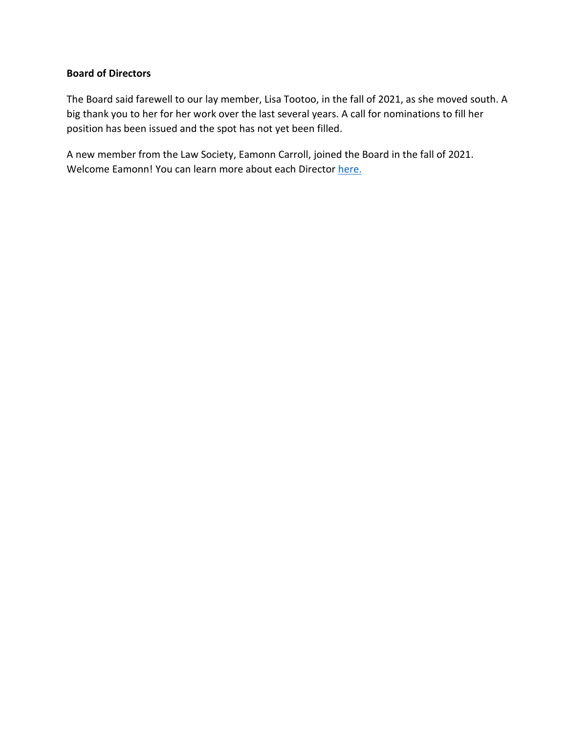**Board of Directors**

The Board said farewell to our lay member, Lisa Tootoo, in the fall of 2021, as she moved south. A big thank you to her for her work over the last several years. A call for nominations to fill her position has been issued and the spot has not yet been filled.

A new member from the Law Society, Eamonn Carroll, joined the Board in the fall of 2021. Welcome Eamonn! You can learn more about each Director here.